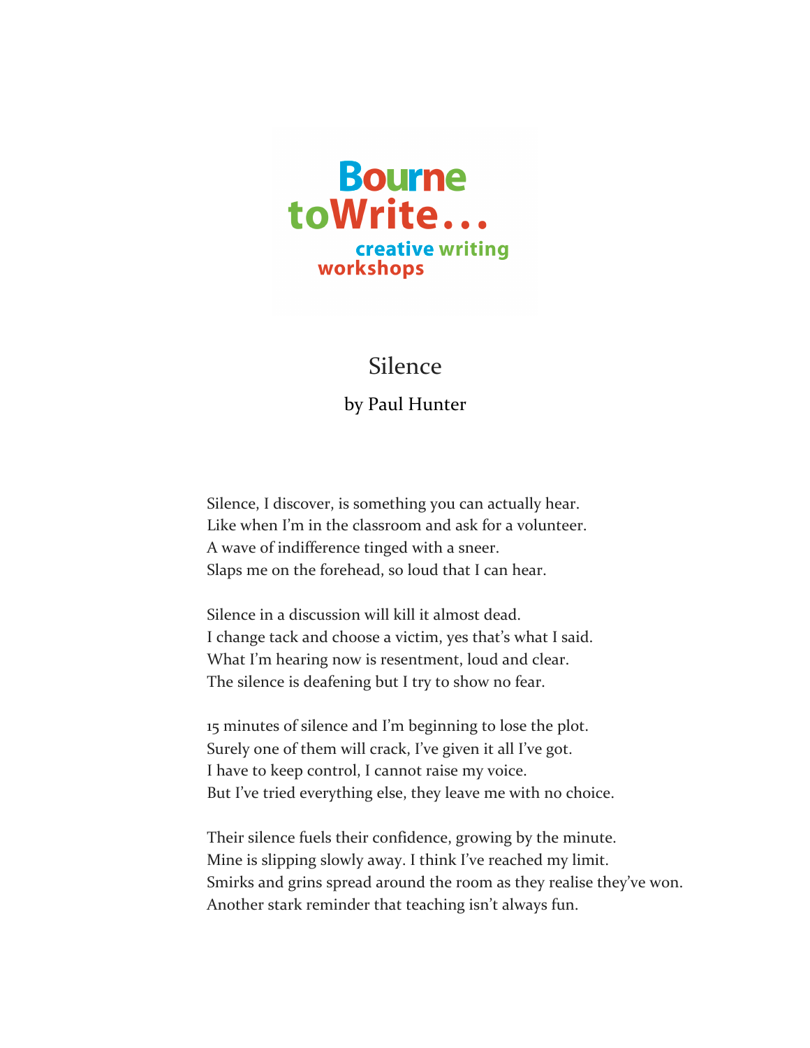**Bourne toWrite...**
**creative writing workshops**

# Silence

## by Paul Hunter

Silence, I discover, is something you can actually hear.
Like when I'm in the classroom and ask for a volunteer.
A wave of indifference tinged with a sneer.
Slaps me on the forehead, so loud that I can hear.

Silence in a discussion will kill it almost dead.
I change tack and choose a victim, yes that's what I said.
What I'm hearing now is resentment, loud and clear.
The silence is deafening but I try to show no fear.

15 minutes of silence and I'm beginning to lose the plot.
Surely one of them will crack, I've given it all I've got.
I have to keep control, I cannot raise my voice.
But I've tried everything else, they leave me with no choice.

Their silence fuels their confidence, growing by the minute.
Mine is slipping slowly away. I think I've reached my limit.
Smirks and grins spread around the room as they realise they've won.
Another stark reminder that teaching isn't always fun.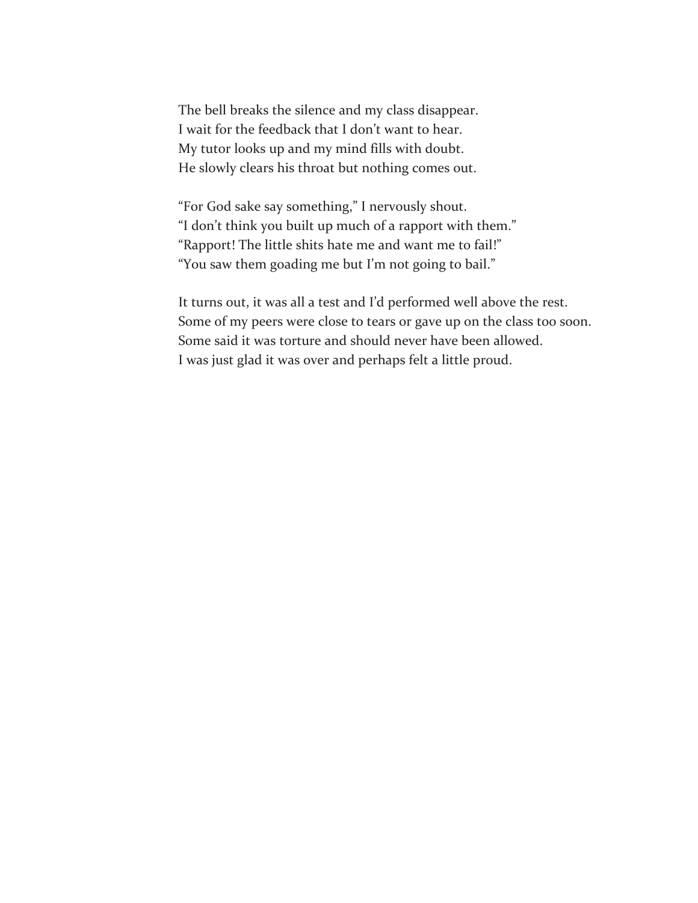The bell breaks the silence and my class disappear.  
I wait for the feedback that I don't want to hear.  
My tutor looks up and my mind fills with doubt.  
He slowly clears his throat but nothing comes out.

"For God sake say something," I nervously shout.  
"I don't think you built up much of a rapport with them."  
"Rapport! The little shits hate me and want me to fail!"  
"You saw them goading me but I'm not going to bail."

It turns out, it was all a test and I'd performed well above the rest.  
Some of my peers were close to tears or gave up on the class too soon.  
Some said it was torture and should never have been allowed.  
I was just glad it was over and perhaps felt a little proud.